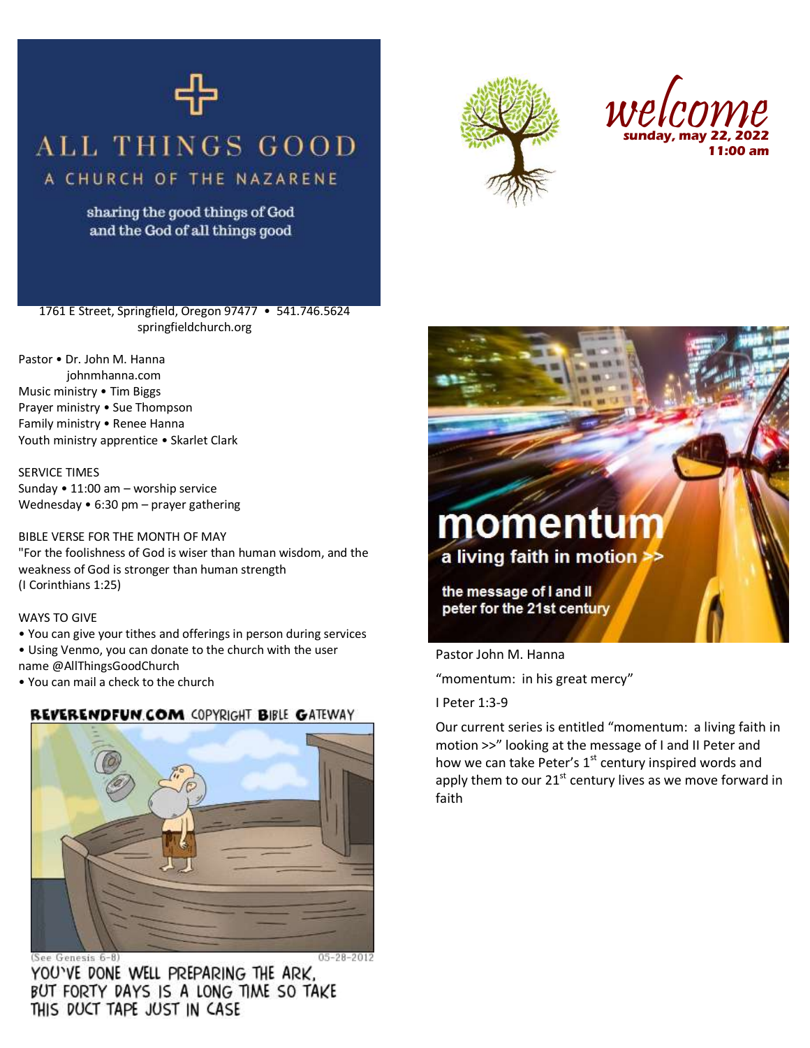# ALL THINGS GOOD

## A CHURCH OF THE NAZARENE

sharing the good things of God
and the God of all things good

1761 E Street, Springfield, Oregon 97477 • 541.746.5624
springfieldchurch.org

*welcome*
**sunday, may 22, 2022**
**11:00 am**

Pastor • Dr. John M. Hanna
johnmhanna.com
Music ministry • Tim Biggs
Prayer ministry • Sue Thompson
Family ministry • Renee Hanna
Youth ministry apprentice • Skarlet Clark

SERVICE TIMES
Sunday • 11:00 am – worship service
Wednesday • 6:30 pm – prayer gathering

BIBLE VERSE FOR THE MONTH OF MAY
"For the foolishness of God is wiser than human wisdom, and the weakness of God is stronger than human strength
(I Corinthians 1:25)

WAYS TO GIVE
- You can give your tithes and offerings in person during services
- Using Venmo, you can donate to the church with the user name @AllThingsGoodChurch
- You can mail a check to the church

REVERENDFUN.COM COPYRIGHT BIBLE GATEWAY

(See Genesis 6-8) 05-28-2012

YOU'VE DONE WELL PREPARING THE ARK, BUT FORTY DAYS IS A LONG TIME SO TAKE THIS DUCT TAPE JUST IN CASE

**momentum**
**a living faith in motion >>**
**the message of I and II peter for the 21st century**

Pastor John M. Hanna

"momentum: in his great mercy"

I Peter 1:3-9

Our current series is entitled "momentum: a living faith in motion >>" looking at the message of I and II Peter and how we can take Peter's 1st century inspired words and apply them to our 21st century lives as we move forward in faith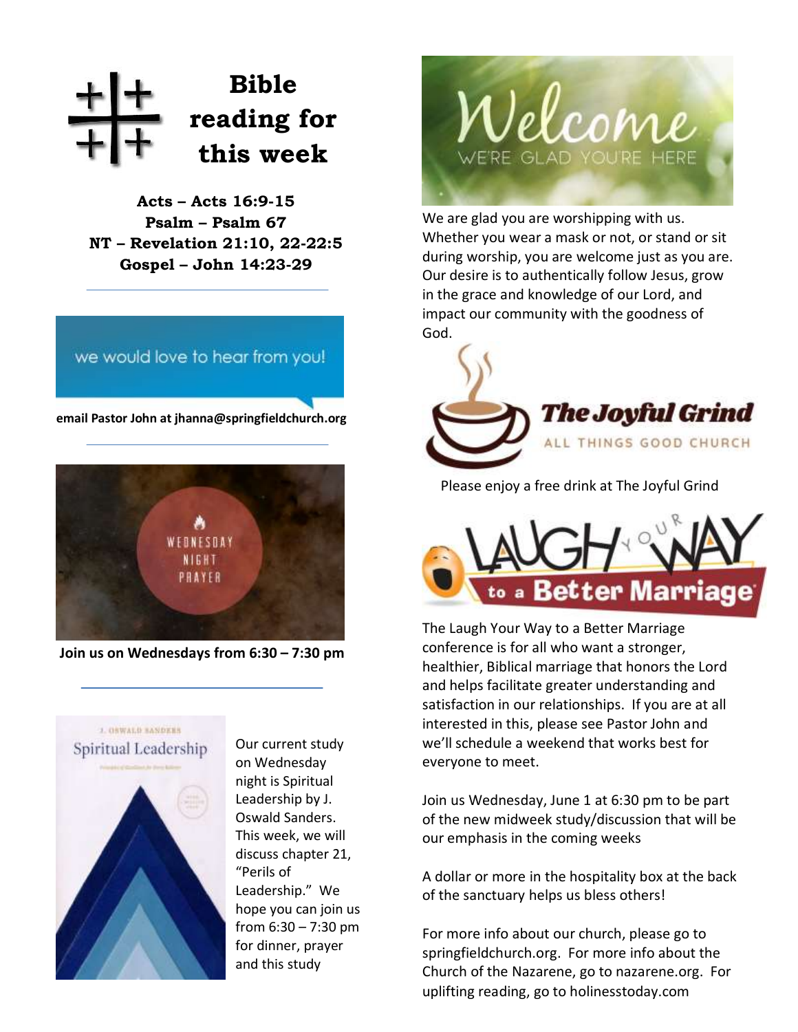# Bible reading for this week

**Acts – Acts 16:9-15**
**Psalm – Psalm 67**
**NT – Revelation 21:10, 22-22:5**
**Gospel – John 14:23-29**

we would love to hear from you!

**email Pastor John at jhanna@springfieldchurch.org**

WEDNESDAY NIGHT PRAYER

**Join us on Wednesdays from 6:30 – 7:30 pm**

J. OSWALD SANDERS
Spiritual Leadership

Our current study on Wednesday night is Spiritual Leadership by J. Oswald Sanders. This week, we will discuss chapter 21, "Perils of Leadership." We hope you can join us from 6:30 – 7:30 pm for dinner, prayer and this study

## Welcome
WE'RE GLAD YOU'RE HERE

We are glad you are worshipping with us. Whether you wear a mask or not, or stand or sit during worship, you are welcome just as you are. Our desire is to authentically follow Jesus, grow in the grace and knowledge of our Lord, and impact our community with the goodness of God.

**The Joyful Grind**
ALL THINGS GOOD CHURCH

Please enjoy a free drink at The Joyful Grind

**LAUGH YOUR WAY to a Better Marriage**

The Laugh Your Way to a Better Marriage conference is for all who want a stronger, healthier, Biblical marriage that honors the Lord and helps facilitate greater understanding and satisfaction in our relationships. If you are at all interested in this, please see Pastor John and we'll schedule a weekend that works best for everyone to meet.

Join us Wednesday, June 1 at 6:30 pm to be part of the new midweek study/discussion that will be our emphasis in the coming weeks

A dollar or more in the hospitality box at the back of the sanctuary helps us bless others!

For more info about our church, please go to springfieldchurch.org. For more info about the Church of the Nazarene, go to nazarene.org. For uplifting reading, go to holinesstoday.com